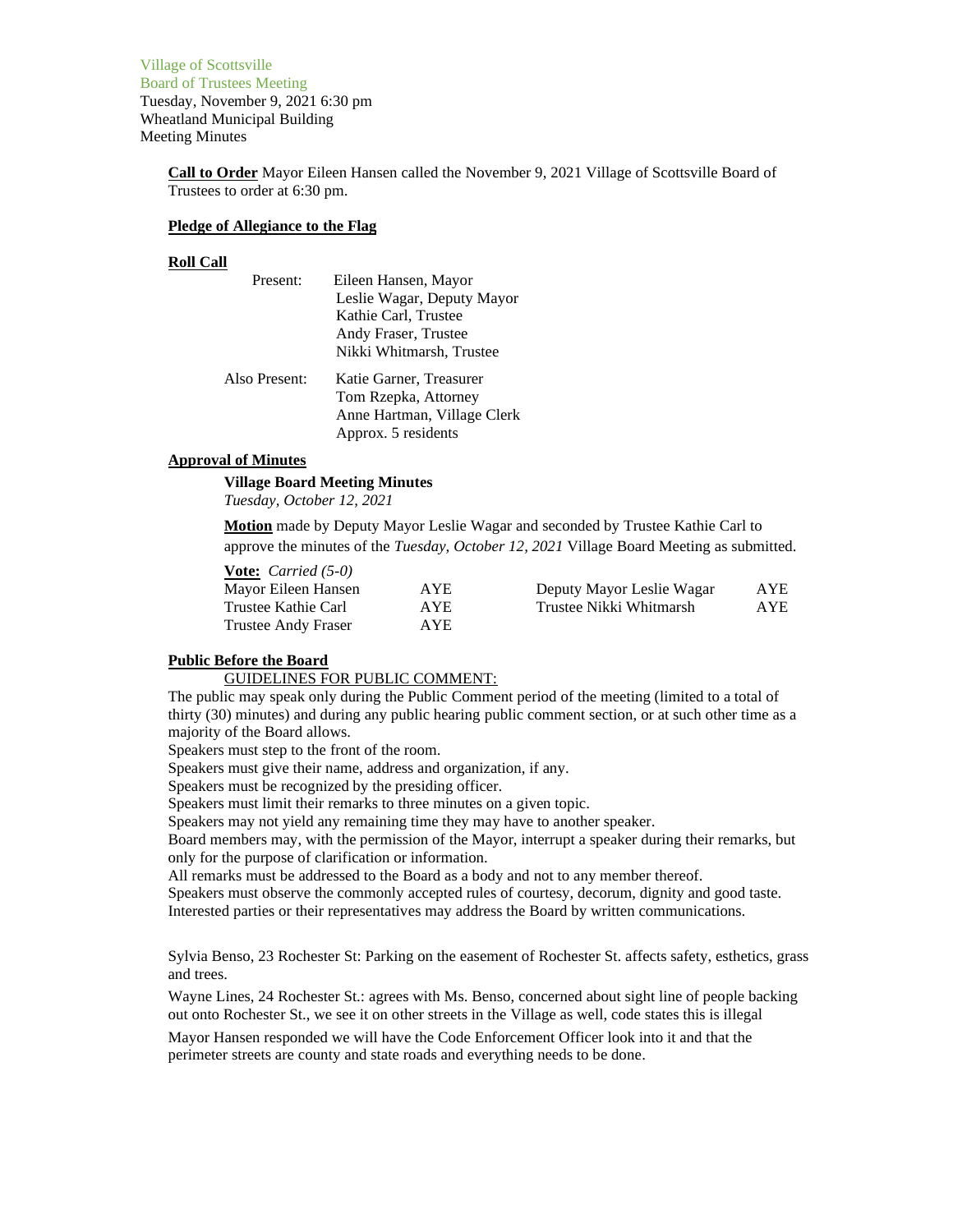Village of Scottsville
Board of Trustees Meeting
Tuesday, November 9, 2021 6:30 pm
Wheatland Municipal Building
Meeting Minutes

**Call to Order** Mayor Eileen Hansen called the November 9, 2021 Village of Scottsville Board of Trustees to order at 6:30 pm.

**Pledge of Allegiance to the Flag**

**Roll Call**

Present:
- Eileen Hansen, Mayor
- Leslie Wagar, Deputy Mayor
- Kathie Carl, Trustee
- Andy Fraser, Trustee
- Nikki Whitmarsh, Trustee

Also Present:
- Katie Garner, Treasurer
- Tom Rzepka, Attorney
- Anne Hartman, Village Clerk
- Approx. 5 residents

**Approval of Minutes**

**Village Board Meeting Minutes**
*Tuesday, October 12, 2021*

**Motion** made by Deputy Mayor Leslie Wagar and seconded by Trustee Kathie Carl to approve the minutes of the *Tuesday, October 12, 2021* Village Board Meeting as submitted.

**Vote:** *Carried (5-0)*

| | | | |
|---|---|---|---|
| Mayor Eileen Hansen | AYE | Deputy Mayor Leslie Wagar | AYE |
| Trustee Kathie Carl | AYE | Trustee Nikki Whitmarsh | AYE |
| Trustee Andy Fraser | AYE | | |

**Public Before the Board**

GUIDELINES FOR PUBLIC COMMENT:

The public may speak only during the Public Comment period of the meeting (limited to a total of thirty (30) minutes) and during any public hearing public comment section, or at such other time as a majority of the Board allows.
Speakers must step to the front of the room.
Speakers must give their name, address and organization, if any.
Speakers must be recognized by the presiding officer.
Speakers must limit their remarks to three minutes on a given topic.
Speakers may not yield any remaining time they may have to another speaker.
Board members may, with the permission of the Mayor, interrupt a speaker during their remarks, but only for the purpose of clarification or information.
All remarks must be addressed to the Board as a body and not to any member thereof.
Speakers must observe the commonly accepted rules of courtesy, decorum, dignity and good taste.
Interested parties or their representatives may address the Board by written communications.

Sylvia Benso, 23 Rochester St: Parking on the easement of Rochester St. affects safety, esthetics, grass and trees.

Wayne Lines, 24 Rochester St.: agrees with Ms. Benso, concerned about sight line of people backing out onto Rochester St., we see it on other streets in the Village as well, code states this is illegal

Mayor Hansen responded we will have the Code Enforcement Officer look into it and that the perimeter streets are county and state roads and everything needs to be done.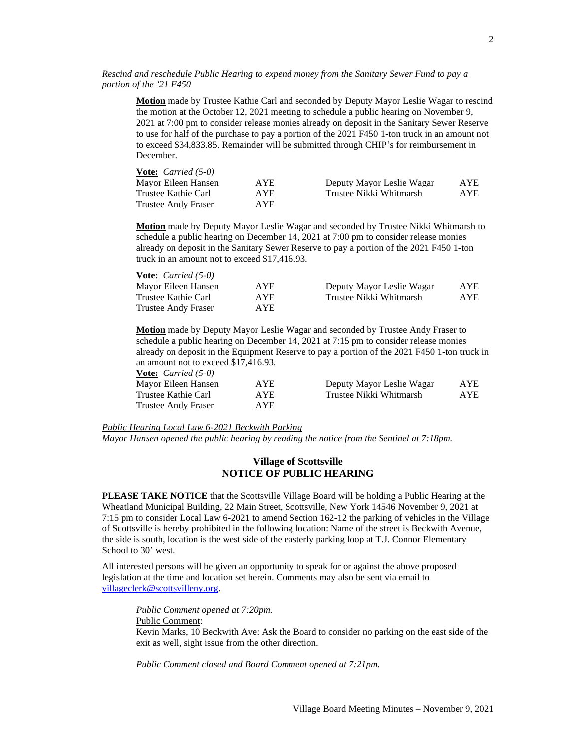*Rescind and reschedule Public Hearing to expend money from the Sanitary Sewer Fund to pay a portion of the '21 F450*

**Motion** made by Trustee Kathie Carl and seconded by Deputy Mayor Leslie Wagar to rescind the motion at the October 12, 2021 meeting to schedule a public hearing on November 9, 2021 at 7:00 pm to consider release monies already on deposit in the Sanitary Sewer Reserve to use for half of the purchase to pay a portion of the 2021 F450 1-ton truck in an amount not to exceed $34,833.85. Remainder will be submitted through CHIP's for reimbursement in December.

**Vote:** *Carried (5-0)*

| | | | |
|---|---|---|---|
| Mayor Eileen Hansen | AYE | Deputy Mayor Leslie Wagar | AYE |
| Trustee Kathie Carl | AYE | Trustee Nikki Whitmarsh | AYE |
| Trustee Andy Fraser | AYE | | |

**Motion** made by Deputy Mayor Leslie Wagar and seconded by Trustee Nikki Whitmarsh to schedule a public hearing on December 14, 2021 at 7:00 pm to consider release monies already on deposit in the Sanitary Sewer Reserve to pay a portion of the 2021 F450 1-ton truck in an amount not to exceed $17,416.93.

**Vote:** *Carried (5-0)*

| | | | |
|---|---|---|---|
| Mayor Eileen Hansen | AYE | Deputy Mayor Leslie Wagar | AYE |
| Trustee Kathie Carl | AYE | Trustee Nikki Whitmarsh | AYE |
| Trustee Andy Fraser | AYE | | |

**Motion** made by Deputy Mayor Leslie Wagar and seconded by Trustee Andy Fraser to schedule a public hearing on December 14, 2021 at 7:15 pm to consider release monies already on deposit in the Equipment Reserve to pay a portion of the 2021 F450 1-ton truck in an amount not to exceed $17,416.93.

**Vote:** *Carried (5-0)*

| | | | |
|---|---|---|---|
| Mayor Eileen Hansen | AYE | Deputy Mayor Leslie Wagar | AYE |
| Trustee Kathie Carl | AYE | Trustee Nikki Whitmarsh | AYE |
| Trustee Andy Fraser | AYE | | |

*Public Hearing Local Law 6-2021 Beckwith Parking*

*Mayor Hansen opened the public hearing by reading the notice from the Sentinel at 7:18pm.*

## Village of Scottsville
## NOTICE OF PUBLIC HEARING

**PLEASE TAKE NOTICE** that the Scottsville Village Board will be holding a Public Hearing at the Wheatland Municipal Building, 22 Main Street, Scottsville, New York 14546 November 9, 2021 at 7:15 pm to consider Local Law 6-2021 to amend Section 162-12 the parking of vehicles in the Village of Scottsville is hereby prohibited in the following location: Name of the street is Beckwith Avenue, the side is south, location is the west side of the easterly parking loop at T.J. Connor Elementary School to 30' west.

All interested persons will be given an opportunity to speak for or against the above proposed legislation at the time and location set herein. Comments may also be sent via email to villageclerk@scottsvilleny.org.

*Public Comment opened at 7:20pm.*

Public Comment:

Kevin Marks, 10 Beckwith Ave: Ask the Board to consider no parking on the east side of the exit as well, sight issue from the other direction.

*Public Comment closed and Board Comment opened at 7:21pm.*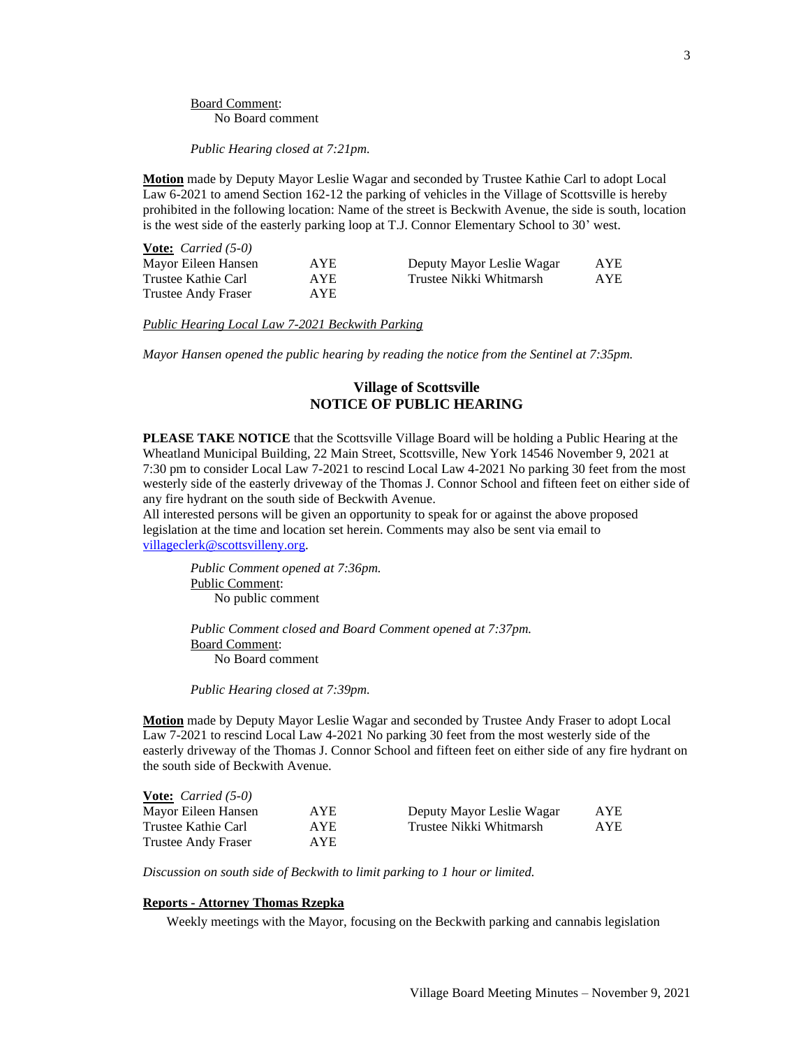Board Comment:
No Board comment

*Public Hearing closed at 7:21pm.*

**Motion** made by Deputy Mayor Leslie Wagar and seconded by Trustee Kathie Carl to adopt Local Law 6-2021 to amend Section 162-12 the parking of vehicles in the Village of Scottsville is hereby prohibited in the following location: Name of the street is Beckwith Avenue, the side is south, location is the west side of the easterly parking loop at T.J. Connor Elementary School to 30' west.

**Vote:** *Carried (5-0)*

| | | | |
|---|---|---|---|
| Mayor Eileen Hansen | AYE | Deputy Mayor Leslie Wagar | AYE |
| Trustee Kathie Carl | AYE | Trustee Nikki Whitmarsh | AYE |
| Trustee Andy Fraser | AYE | | |

*Public Hearing Local Law 7-2021 Beckwith Parking*

*Mayor Hansen opened the public hearing by reading the notice from the Sentinel at 7:35pm.*

## Village of Scottsville
## NOTICE OF PUBLIC HEARING

**PLEASE TAKE NOTICE** that the Scottsville Village Board will be holding a Public Hearing at the Wheatland Municipal Building, 22 Main Street, Scottsville, New York 14546 November 9, 2021 at 7:30 pm to consider Local Law 7-2021 to rescind Local Law 4-2021 No parking 30 feet from the most westerly side of the easterly driveway of the Thomas J. Connor School and fifteen feet on either side of any fire hydrant on the south side of Beckwith Avenue.
All interested persons will be given an opportunity to speak for or against the above proposed legislation at the time and location set herein. Comments may also be sent via email to villageclerk@scottsvilleny.org.

*Public Comment opened at 7:36pm.*
Public Comment:
No public comment

*Public Comment closed and Board Comment opened at 7:37pm.*
Board Comment:
No Board comment

*Public Hearing closed at 7:39pm.*

**Motion** made by Deputy Mayor Leslie Wagar and seconded by Trustee Andy Fraser to adopt Local Law 7-2021 to rescind Local Law 4-2021 No parking 30 feet from the most westerly side of the easterly driveway of the Thomas J. Connor School and fifteen feet on either side of any fire hydrant on the south side of Beckwith Avenue.

**Vote:** *Carried (5-0)*

| | | | |
|---|---|---|---|
| Mayor Eileen Hansen | AYE | Deputy Mayor Leslie Wagar | AYE |
| Trustee Kathie Carl | AYE | Trustee Nikki Whitmarsh | AYE |
| Trustee Andy Fraser | AYE | | |

*Discussion on south side of Beckwith to limit parking to 1 hour or limited.*

**Reports - Attorney Thomas Rzepka**

Weekly meetings with the Mayor, focusing on the Beckwith parking and cannabis legislation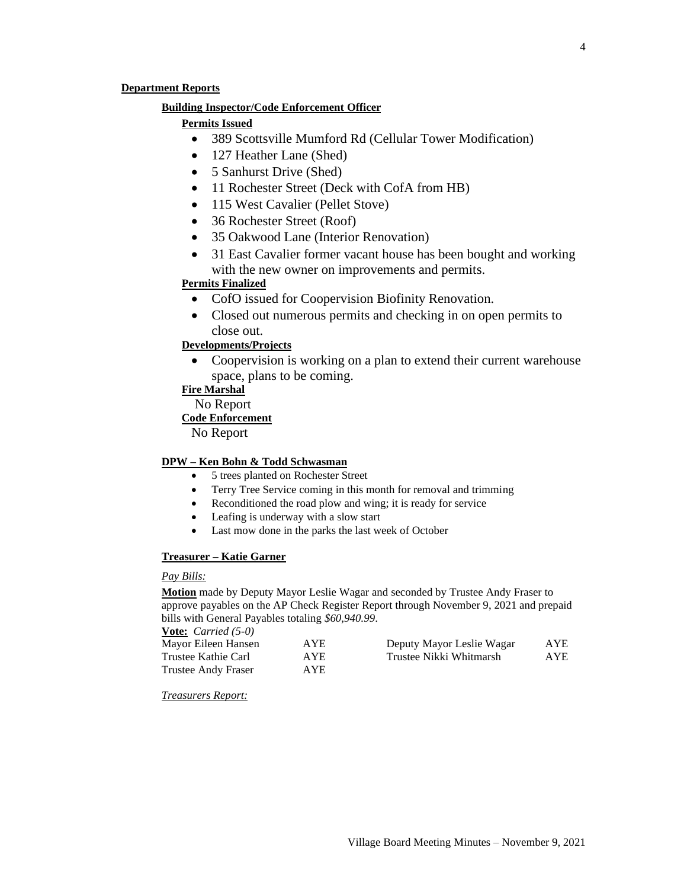## Department Reports

### Building Inspector/Code Enforcement Officer

**Permits Issued**

- 389 Scottsville Mumford Rd (Cellular Tower Modification)
- 127 Heather Lane (Shed)
- 5 Sanhurst Drive (Shed)
- 11 Rochester Street (Deck with CofA from HB)
- 115 West Cavalier (Pellet Stove)
- 36 Rochester Street (Roof)
- 35 Oakwood Lane (Interior Renovation)
- 31 East Cavalier former vacant house has been bought and working with the new owner on improvements and permits.

**Permits Finalized**

- CofO issued for Coopervision Biofinity Renovation.
- Closed out numerous permits and checking in on open permits to close out.

**Developments/Projects**

- Coopervision is working on a plan to extend their current warehouse space, plans to be coming.

**Fire Marshal**

No Report

**Code Enforcement**

No Report

### DPW – Ken Bohn & Todd Schwasman

- 5 trees planted on Rochester Street
- Terry Tree Service coming in this month for removal and trimming
- Reconditioned the road plow and wing; it is ready for service
- Leafing is underway with a slow start
- Last mow done in the parks the last week of October

### Treasurer – Katie Garner

*Pay Bills:*

**Motion** made by Deputy Mayor Leslie Wagar and seconded by Trustee Andy Fraser to approve payables on the AP Check Register Report through November 9, 2021 and prepaid bills with General Payables totaling *$60,940.99*.

**Vote:** *Carried (5-0)*

| | | | |
|---|---|---|---|
| Mayor Eileen Hansen | AYE | Deputy Mayor Leslie Wagar | AYE |
| Trustee Kathie Carl | AYE | Trustee Nikki Whitmarsh | AYE |
| Trustee Andy Fraser | AYE | | |

*Treasurers Report:*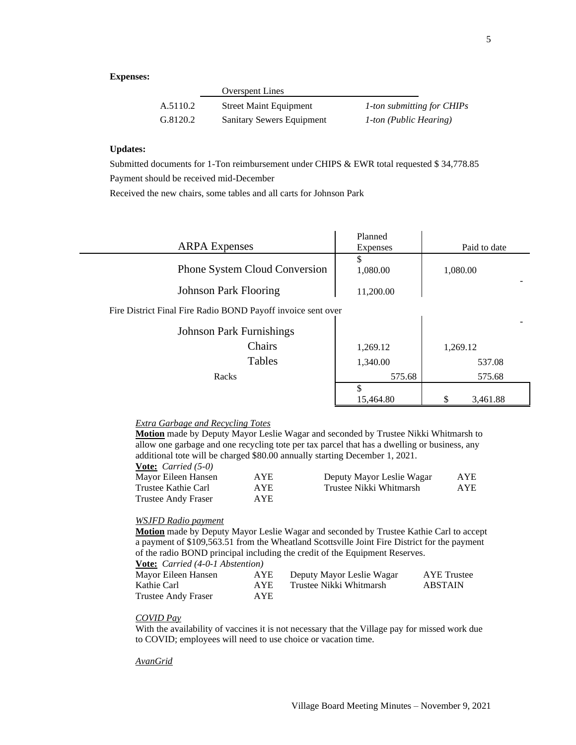**Expenses:**

| | Overspent Lines | |
|---|---|---|
| A.5110.2 | Street Maint Equipment | *1-ton submitting for CHIPs* |
| G.8120.2 | Sanitary Sewers Equipment | *1-ton (Public Hearing)* |

**Updates:**

Submitted documents for 1-Ton reimbursement under CHIPS & EWR total requested $ 34,778.85

Payment should be received mid-December

Received the new chairs, some tables and all carts for Johnson Park

| ARPA Expenses | Planned Expenses | Paid to date |
|---|---|---|
| Phone System Cloud Conversion | $ 1,080.00 | 1,080.00 |
| Johnson Park Flooring | 11,200.00 | - |
| Fire District Final Fire Radio BOND Payoff invoice sent over | | |
| Johnson Park Furnishings | | - |
| Chairs | 1,269.12 | 1,269.12 |
| Tables | 1,340.00 | 537.08 |
| Racks | 575.68 | 575.68 |
| | $ 15,464.80 | $ 3,461.88 |

*Extra Garbage and Recycling Totes*

**Motion** made by Deputy Mayor Leslie Wagar and seconded by Trustee Nikki Whitmarsh to allow one garbage and one recycling tote per tax parcel that has a dwelling or business, any additional tote will be charged $80.00 annually starting December 1, 2021.

**Vote:** *Carried (5-0)*

| | | | |
|---|---|---|---|
| Mayor Eileen Hansen | AYE | Deputy Mayor Leslie Wagar | AYE |
| Trustee Kathie Carl | AYE | Trustee Nikki Whitmarsh | AYE |
| Trustee Andy Fraser | AYE | | |

*WSJFD Radio payment*

**Motion** made by Deputy Mayor Leslie Wagar and seconded by Trustee Kathie Carl to accept a payment of $109,563.51 from the Wheatland Scottsville Joint Fire District for the payment of the radio BOND principal including the credit of the Equipment Reserves.

**Vote:** *Carried (4-0-1 Abstention)*

| | | | |
|---|---|---|---|
| Mayor Eileen Hansen | AYE | Deputy Mayor Leslie Wagar | AYE Trustee |
| Kathie Carl | AYE | Trustee Nikki Whitmarsh | ABSTAIN |
| Trustee Andy Fraser | AYE | | |

*COVID Pay*

With the availability of vaccines it is not necessary that the Village pay for missed work due to COVID; employees will need to use choice or vacation time.

*AvanGrid*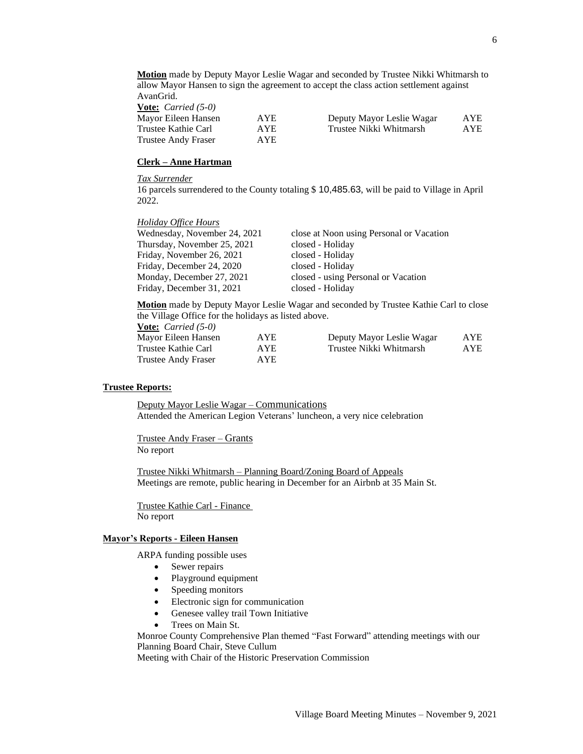**Motion** made by Deputy Mayor Leslie Wagar and seconded by Trustee Nikki Whitmarsh to allow Mayor Hansen to sign the agreement to accept the class action settlement against AvanGrid.

**Vote:** *Carried (5-0)*

| | | | |
|---|---|---|---|
| Mayor Eileen Hansen | AYE | Deputy Mayor Leslie Wagar | AYE |
| Trustee Kathie Carl | AYE | Trustee Nikki Whitmarsh | AYE |
| Trustee Andy Fraser | AYE | | |

**Clerk – Anne Hartman**

*Tax Surrender*

16 parcels surrendered to the County totaling $ 10,485.63, will be paid to Village in April 2022.

*Holiday Office Hours*

| | |
|---|---|
| Wednesday, November 24, 2021 | close at Noon using Personal or Vacation |
| Thursday, November 25, 2021 | closed - Holiday |
| Friday, November 26, 2021 | closed - Holiday |
| Friday, December 24, 2020 | closed - Holiday |
| Monday, December 27, 2021 | closed - using Personal or Vacation |
| Friday, December 31, 2021 | closed - Holiday |

**Motion** made by Deputy Mayor Leslie Wagar and seconded by Trustee Kathie Carl to close the Village Office for the holidays as listed above.

**Vote:** *Carried (5-0)*

| | | | |
|---|---|---|---|
| Mayor Eileen Hansen | AYE | Deputy Mayor Leslie Wagar | AYE |
| Trustee Kathie Carl | AYE | Trustee Nikki Whitmarsh | AYE |
| Trustee Andy Fraser | AYE | | |

**Trustee Reports:**

Deputy Mayor Leslie Wagar – Communications
Attended the American Legion Veterans' luncheon, a very nice celebration

Trustee Andy Fraser – Grants
No report

Trustee Nikki Whitmarsh – Planning Board/Zoning Board of Appeals
Meetings are remote, public hearing in December for an Airbnb at 35 Main St.

Trustee Kathie Carl - Finance
No report

**Mayor's Reports - Eileen Hansen**

ARPA funding possible uses

- Sewer repairs
- Playground equipment
- Speeding monitors
- Electronic sign for communication
- Genesee valley trail Town Initiative
- Trees on Main St.

Monroe County Comprehensive Plan themed "Fast Forward" attending meetings with our Planning Board Chair, Steve Cullum

Meeting with Chair of the Historic Preservation Commission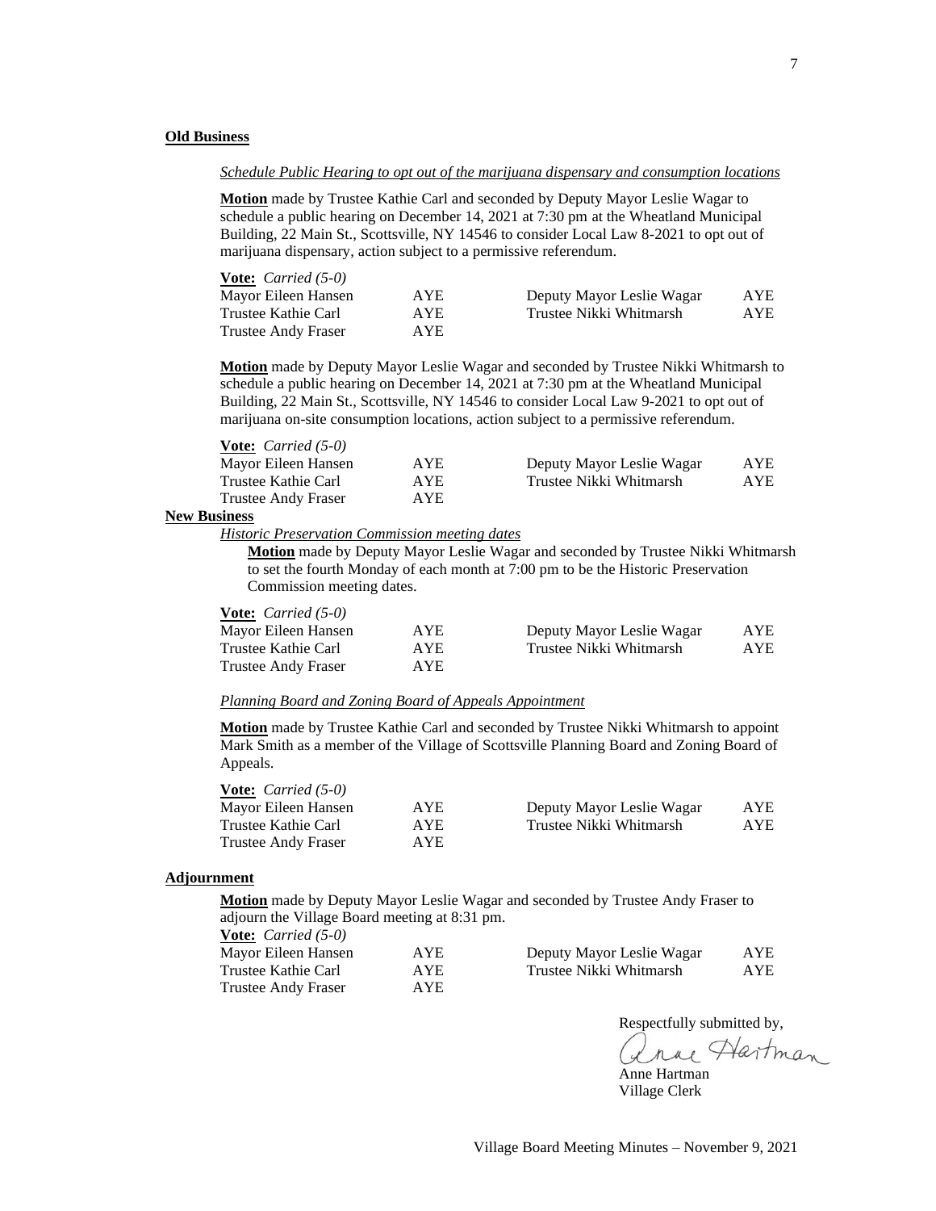## Old Business

*Schedule Public Hearing to opt out of the marijuana dispensary and consumption locations*

**Motion** made by Trustee Kathie Carl and seconded by Deputy Mayor Leslie Wagar to schedule a public hearing on December 14, 2021 at 7:30 pm at the Wheatland Municipal Building, 22 Main St., Scottsville, NY 14546 to consider Local Law 8-2021 to opt out of marijuana dispensary, action subject to a permissive referendum.

**Vote:** *Carried (5-0)*

| | | | |
|---|---|---|---|
| Mayor Eileen Hansen | AYE | Deputy Mayor Leslie Wagar | AYE |
| Trustee Kathie Carl | AYE | Trustee Nikki Whitmarsh | AYE |
| Trustee Andy Fraser | AYE | | |

**Motion** made by Deputy Mayor Leslie Wagar and seconded by Trustee Nikki Whitmarsh to schedule a public hearing on December 14, 2021 at 7:30 pm at the Wheatland Municipal Building, 22 Main St., Scottsville, NY 14546 to consider Local Law 9-2021 to opt out of marijuana on-site consumption locations, action subject to a permissive referendum.

**Vote:** *Carried (5-0)*

| | | | |
|---|---|---|---|
| Mayor Eileen Hansen | AYE | Deputy Mayor Leslie Wagar | AYE |
| Trustee Kathie Carl | AYE | Trustee Nikki Whitmarsh | AYE |
| Trustee Andy Fraser | AYE | | |

## New Business

*Historic Preservation Commission meeting dates*

**Motion** made by Deputy Mayor Leslie Wagar and seconded by Trustee Nikki Whitmarsh to set the fourth Monday of each month at 7:00 pm to be the Historic Preservation Commission meeting dates.

**Vote:** *Carried (5-0)*

| | | | |
|---|---|---|---|
| Mayor Eileen Hansen | AYE | Deputy Mayor Leslie Wagar | AYE |
| Trustee Kathie Carl | AYE | Trustee Nikki Whitmarsh | AYE |
| Trustee Andy Fraser | AYE | | |

*Planning Board and Zoning Board of Appeals Appointment*

**Motion** made by Trustee Kathie Carl and seconded by Trustee Nikki Whitmarsh to appoint Mark Smith as a member of the Village of Scottsville Planning Board and Zoning Board of Appeals.

**Vote:** *Carried (5-0)*

| | | | |
|---|---|---|---|
| Mayor Eileen Hansen | AYE | Deputy Mayor Leslie Wagar | AYE |
| Trustee Kathie Carl | AYE | Trustee Nikki Whitmarsh | AYE |
| Trustee Andy Fraser | AYE | | |

## Adjournment

**Motion** made by Deputy Mayor Leslie Wagar and seconded by Trustee Andy Fraser to adjourn the Village Board meeting at 8:31 pm.

**Vote:** *Carried (5-0)*

| | | | |
|---|---|---|---|
| Mayor Eileen Hansen | AYE | Deputy Mayor Leslie Wagar | AYE |
| Trustee Kathie Carl | AYE | Trustee Nikki Whitmarsh | AYE |
| Trustee Andy Fraser | AYE | | |

Respectfully submitted by,

Anne Hartman

Anne Hartman
Village Clerk